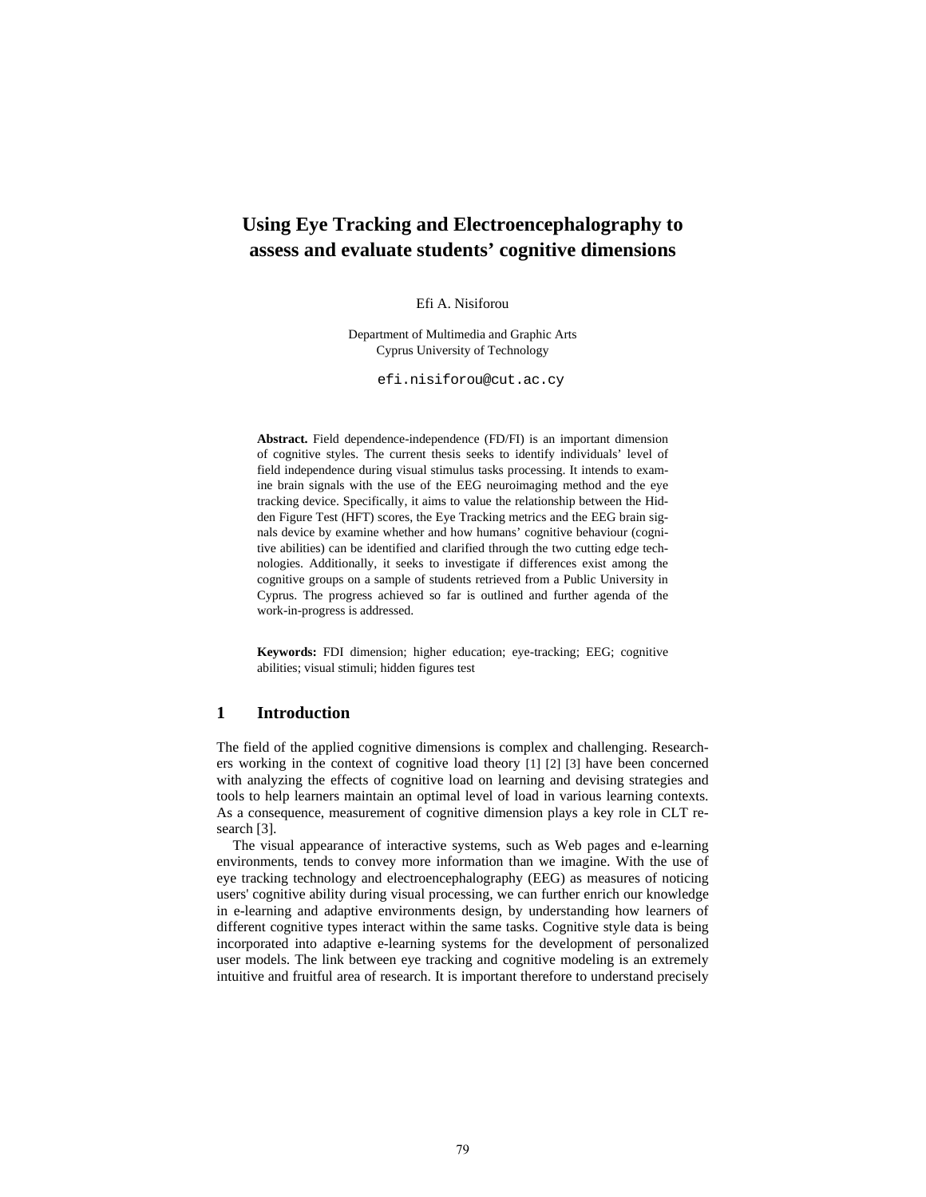# Using Eye Tracking and Electroencephalography to assess and evaluate students' cognitive dimensions

Efi A. Nisiforou

Department of Multimedia and Graphic Arts
Cyprus University of Technology

efi.nisiforou@cut.ac.cy

**Abstract.** Field dependence-independence (FD/FI) is an important dimension of cognitive styles. The current thesis seeks to identify individuals' level of field independence during visual stimulus tasks processing. It intends to examine brain signals with the use of the EEG neuroimaging method and the eye tracking device. Specifically, it aims to value the relationship between the Hidden Figure Test (HFT) scores, the Eye Tracking metrics and the EEG brain signals device by examine whether and how humans' cognitive behaviour (cognitive abilities) can be identified and clarified through the two cutting edge technologies. Additionally, it seeks to investigate if differences exist among the cognitive groups on a sample of students retrieved from a Public University in Cyprus. The progress achieved so far is outlined and further agenda of the work-in-progress is addressed.

**Keywords:** FDI dimension; higher education; eye-tracking; EEG; cognitive abilities; visual stimuli; hidden figures test

## 1 Introduction

The field of the applied cognitive dimensions is complex and challenging. Researchers working in the context of cognitive load theory [1] [2] [3] have been concerned with analyzing the effects of cognitive load on learning and devising strategies and tools to help learners maintain an optimal level of load in various learning contexts. As a consequence, measurement of cognitive dimension plays a key role in CLT research [3].

The visual appearance of interactive systems, such as Web pages and e-learning environments, tends to convey more information than we imagine. With the use of eye tracking technology and electroencephalography (EEG) as measures of noticing users' cognitive ability during visual processing, we can further enrich our knowledge in e-learning and adaptive environments design, by understanding how learners of different cognitive types interact within the same tasks. Cognitive style data is being incorporated into adaptive e-learning systems for the development of personalized user models. The link between eye tracking and cognitive modeling is an extremely intuitive and fruitful area of research. It is important therefore to understand precisely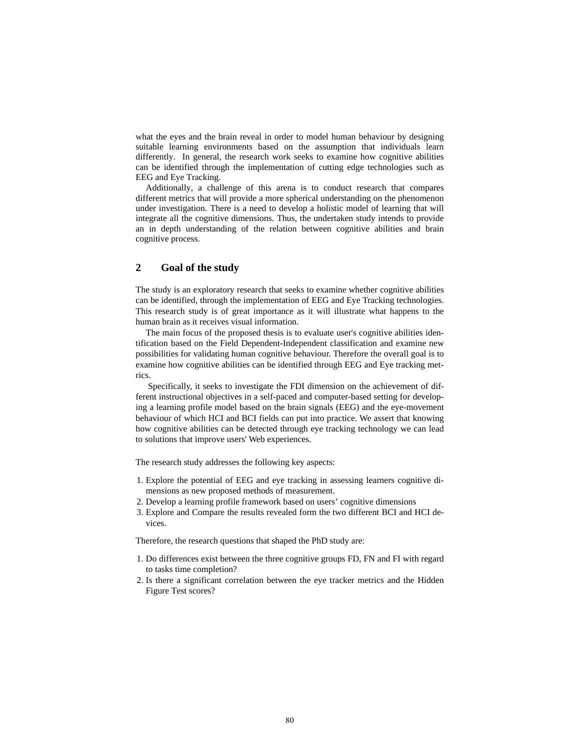what the eyes and the brain reveal in order to model human behaviour by designing suitable learning environments based on the assumption that individuals learn differently. In general, the research work seeks to examine how cognitive abilities can be identified through the implementation of cutting edge technologies such as EEG and Eye Tracking.

Additionally, a challenge of this arena is to conduct research that compares different metrics that will provide a more spherical understanding on the phenomenon under investigation. There is a need to develop a holistic model of learning that will integrate all the cognitive dimensions. Thus, the undertaken study intends to provide an in depth understanding of the relation between cognitive abilities and brain cognitive process.

## 2 Goal of the study

The study is an exploratory research that seeks to examine whether cognitive abilities can be identified, through the implementation of EEG and Eye Tracking technologies. This research study is of great importance as it will illustrate what happens to the human brain as it receives visual information.

The main focus of the proposed thesis is to evaluate user's cognitive abilities identification based on the Field Dependent-Independent classification and examine new possibilities for validating human cognitive behaviour. Therefore the overall goal is to examine how cognitive abilities can be identified through EEG and Eye tracking metrics.

Specifically, it seeks to investigate the FDI dimension on the achievement of different instructional objectives in a self-paced and computer-based setting for developing a learning profile model based on the brain signals (EEG) and the eye-movement behaviour of which HCI and BCI fields can put into practice. We assert that knowing how cognitive abilities can be detected through eye tracking technology we can lead to solutions that improve users' Web experiences.

The research study addresses the following key aspects:

1. Explore the potential of EEG and eye tracking in assessing learners cognitive dimensions as new proposed methods of measurement.
2. Develop a learning profile framework based on users' cognitive dimensions
3. Explore and Compare the results revealed form the two different BCI and HCI devices.

Therefore, the research questions that shaped the PhD study are:

1. Do differences exist between the three cognitive groups FD, FN and FI with regard to tasks time completion?
2. Is there a significant correlation between the eye tracker metrics and the Hidden Figure Test scores?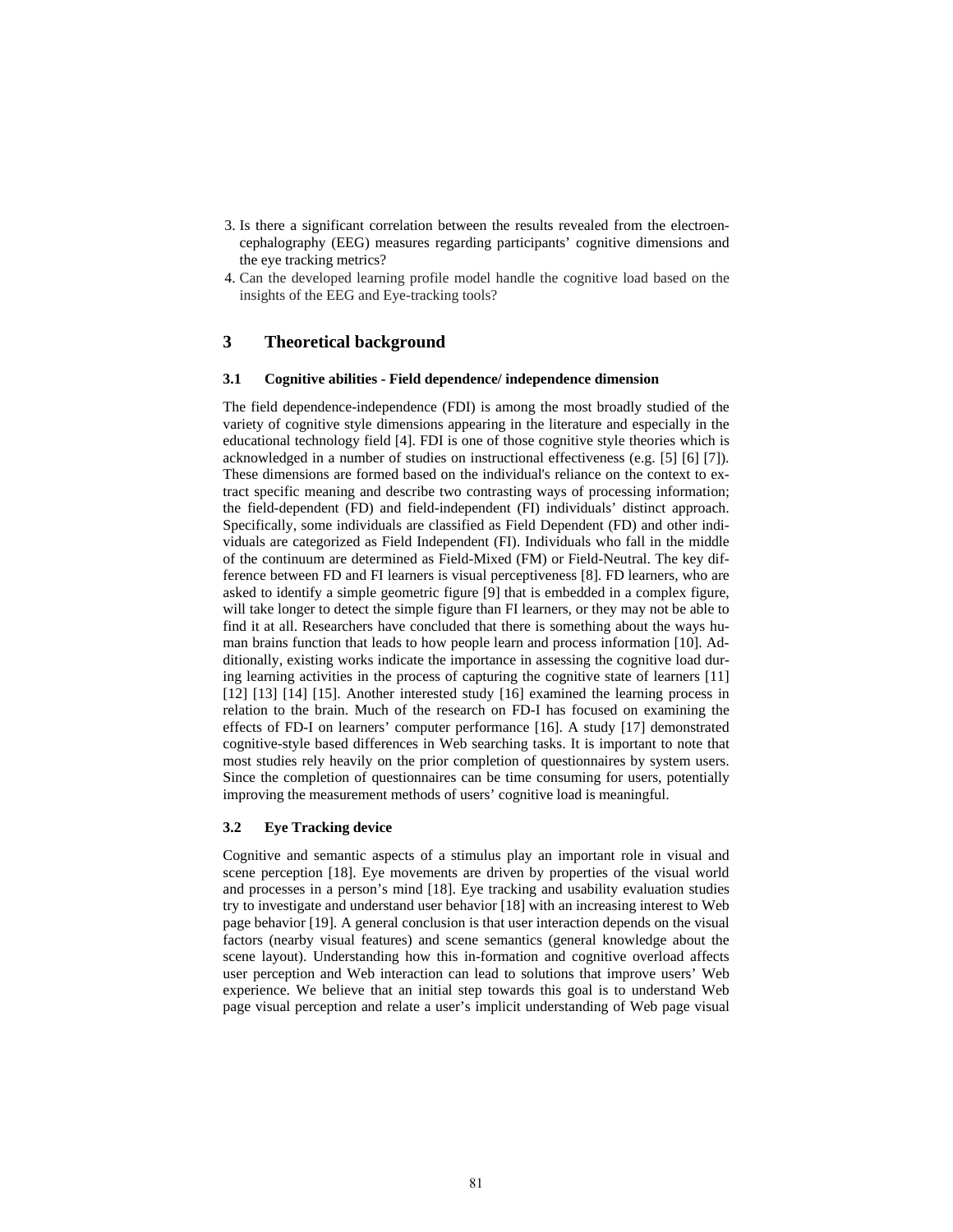3. Is there a significant correlation between the results revealed from the electroencephalography (EEG) measures regarding participants' cognitive dimensions and the eye tracking metrics?
4. Can the developed learning profile model handle the cognitive load based on the insights of the EEG and Eye-tracking tools?

## 3 Theoretical background

### 3.1 Cognitive abilities - Field dependence/ independence dimension

The field dependence-independence (FDI) is among the most broadly studied of the variety of cognitive style dimensions appearing in the literature and especially in the educational technology field [4]. FDI is one of those cognitive style theories which is acknowledged in a number of studies on instructional effectiveness (e.g. [5] [6] [7]). These dimensions are formed based on the individual's reliance on the context to extract specific meaning and describe two contrasting ways of processing information; the field-dependent (FD) and field-independent (FI) individuals' distinct approach. Specifically, some individuals are classified as Field Dependent (FD) and other individuals are categorized as Field Independent (FI). Individuals who fall in the middle of the continuum are determined as Field-Mixed (FM) or Field-Neutral. The key difference between FD and FI learners is visual perceptiveness [8]. FD learners, who are asked to identify a simple geometric figure [9] that is embedded in a complex figure, will take longer to detect the simple figure than FI learners, or they may not be able to find it at all. Researchers have concluded that there is something about the ways human brains function that leads to how people learn and process information [10]. Additionally, existing works indicate the importance in assessing the cognitive load during learning activities in the process of capturing the cognitive state of learners [11] [12] [13] [14] [15]. Another interested study [16] examined the learning process in relation to the brain. Much of the research on FD-I has focused on examining the effects of FD-I on learners' computer performance [16]. A study [17] demonstrated cognitive-style based differences in Web searching tasks. It is important to note that most studies rely heavily on the prior completion of questionnaires by system users. Since the completion of questionnaires can be time consuming for users, potentially improving the measurement methods of users' cognitive load is meaningful.

### 3.2 Eye Tracking device

Cognitive and semantic aspects of a stimulus play an important role in visual and scene perception [18]. Eye movements are driven by properties of the visual world and processes in a person's mind [18]. Eye tracking and usability evaluation studies try to investigate and understand user behavior [18] with an increasing interest to Web page behavior [19]. A general conclusion is that user interaction depends on the visual factors (nearby visual features) and scene semantics (general knowledge about the scene layout). Understanding how this in-formation and cognitive overload affects user perception and Web interaction can lead to solutions that improve users' Web experience. We believe that an initial step towards this goal is to understand Web page visual perception and relate a user's implicit understanding of Web page visual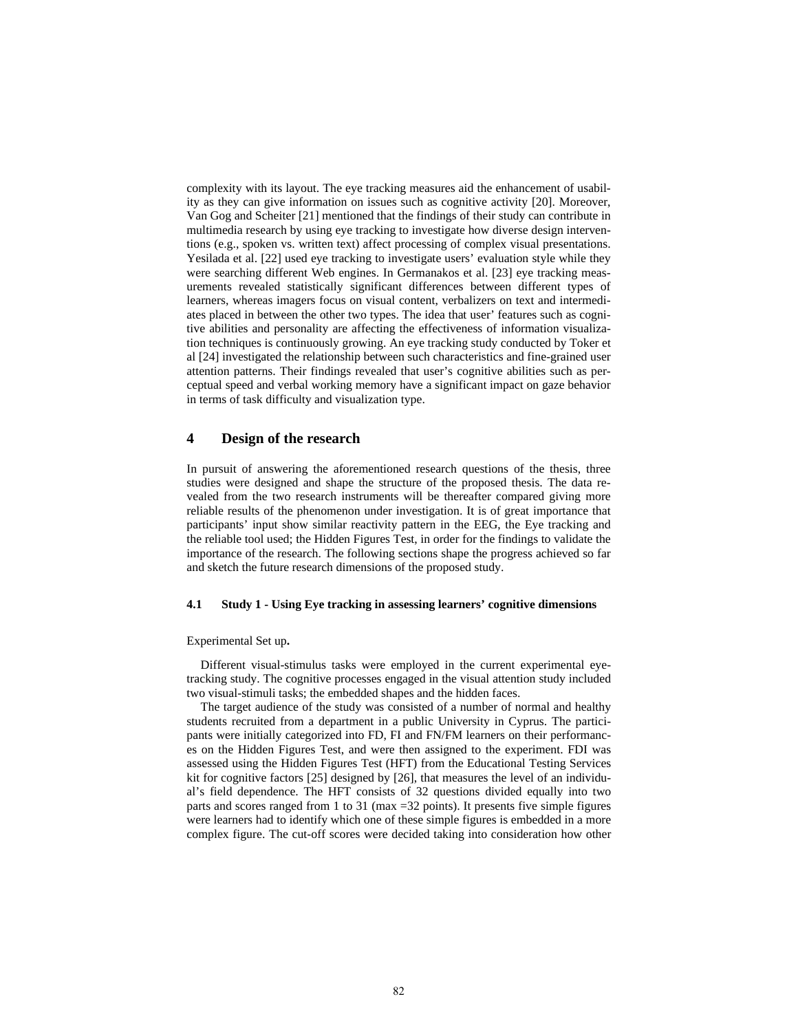complexity with its layout. The eye tracking measures aid the enhancement of usability as they can give information on issues such as cognitive activity [20]. Moreover, Van Gog and Scheiter [21] mentioned that the findings of their study can contribute in multimedia research by using eye tracking to investigate how diverse design interventions (e.g., spoken vs. written text) affect processing of complex visual presentations. Yesilada et al. [22] used eye tracking to investigate users' evaluation style while they were searching different Web engines. In Germanakos et al. [23] eye tracking measurements revealed statistically significant differences between different types of learners, whereas imagers focus on visual content, verbalizers on text and intermediates placed in between the other two types. The idea that user' features such as cognitive abilities and personality are affecting the effectiveness of information visualization techniques is continuously growing. An eye tracking study conducted by Toker et al [24] investigated the relationship between such characteristics and fine-grained user attention patterns. Their findings revealed that user's cognitive abilities such as perceptual speed and verbal working memory have a significant impact on gaze behavior in terms of task difficulty and visualization type.

## 4 Design of the research

In pursuit of answering the aforementioned research questions of the thesis, three studies were designed and shape the structure of the proposed thesis. The data revealed from the two research instruments will be thereafter compared giving more reliable results of the phenomenon under investigation. It is of great importance that participants' input show similar reactivity pattern in the EEG, the Eye tracking and the reliable tool used; the Hidden Figures Test, in order for the findings to validate the importance of the research. The following sections shape the progress achieved so far and sketch the future research dimensions of the proposed study.

### 4.1 Study 1 - Using Eye tracking in assessing learners' cognitive dimensions

Experimental Set up**.**

Different visual-stimulus tasks were employed in the current experimental eye-tracking study. The cognitive processes engaged in the visual attention study included two visual-stimuli tasks; the embedded shapes and the hidden faces.

The target audience of the study was consisted of a number of normal and healthy students recruited from a department in a public University in Cyprus. The participants were initially categorized into FD, FI and FN/FM learners on their performances on the Hidden Figures Test, and were then assigned to the experiment. FDI was assessed using the Hidden Figures Test (HFT) from the Educational Testing Services kit for cognitive factors [25] designed by [26], that measures the level of an individual's field dependence. The HFT consists of 32 questions divided equally into two parts and scores ranged from 1 to 31 (max =32 points). It presents five simple figures were learners had to identify which one of these simple figures is embedded in a more complex figure. The cut-off scores were decided taking into consideration how other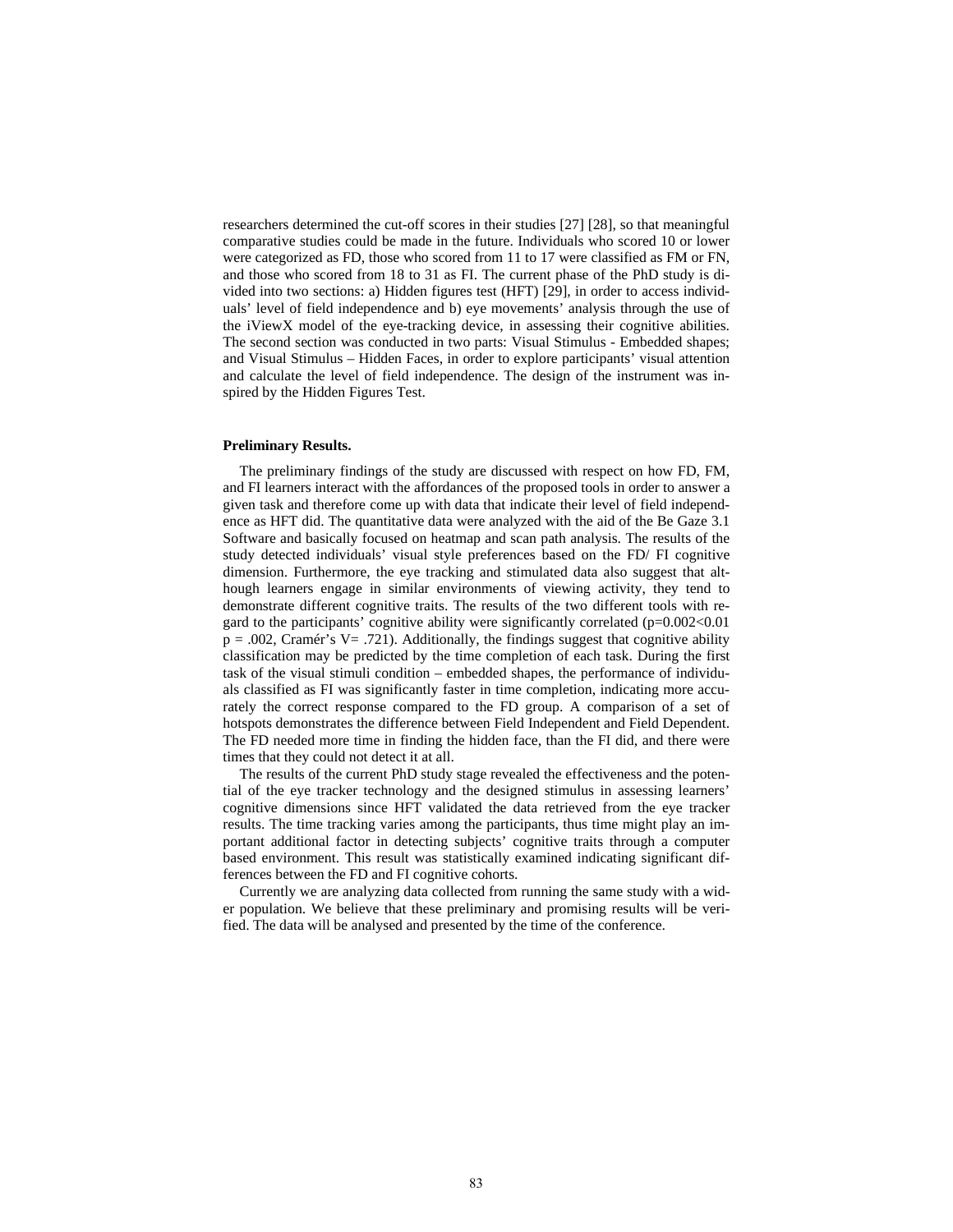researchers determined the cut-off scores in their studies [27] [28], so that meaningful comparative studies could be made in the future. Individuals who scored 10 or lower were categorized as FD, those who scored from 11 to 17 were classified as FM or FN, and those who scored from 18 to 31 as FI. The current phase of the PhD study is divided into two sections: a) Hidden figures test (HFT) [29], in order to access individuals' level of field independence and b) eye movements' analysis through the use of the iViewX model of the eye-tracking device, in assessing their cognitive abilities. The second section was conducted in two parts: Visual Stimulus - Embedded shapes; and Visual Stimulus – Hidden Faces, in order to explore participants' visual attention and calculate the level of field independence. The design of the instrument was inspired by the Hidden Figures Test.

**Preliminary Results.**

The preliminary findings of the study are discussed with respect on how FD, FM, and FI learners interact with the affordances of the proposed tools in order to answer a given task and therefore come up with data that indicate their level of field independence as HFT did. The quantitative data were analyzed with the aid of the Be Gaze 3.1 Software and basically focused on heatmap and scan path analysis. The results of the study detected individuals' visual style preferences based on the FD/ FI cognitive dimension. Furthermore, the eye tracking and stimulated data also suggest that although learners engage in similar environments of viewing activity, they tend to demonstrate different cognitive traits. The results of the two different tools with regard to the participants' cognitive ability were significantly correlated ($p=0.002<0.01$ $p = .002$, Cramér's V= .721). Additionally, the findings suggest that cognitive ability classification may be predicted by the time completion of each task. During the first task of the visual stimuli condition – embedded shapes, the performance of individuals classified as FI was significantly faster in time completion, indicating more accurately the correct response compared to the FD group. A comparison of a set of hotspots demonstrates the difference between Field Independent and Field Dependent. The FD needed more time in finding the hidden face, than the FI did, and there were times that they could not detect it at all.

The results of the current PhD study stage revealed the effectiveness and the potential of the eye tracker technology and the designed stimulus in assessing learners' cognitive dimensions since HFT validated the data retrieved from the eye tracker results. The time tracking varies among the participants, thus time might play an important additional factor in detecting subjects' cognitive traits through a computer based environment. This result was statistically examined indicating significant differences between the FD and FI cognitive cohorts.

Currently we are analyzing data collected from running the same study with a wider population. We believe that these preliminary and promising results will be verified. The data will be analysed and presented by the time of the conference.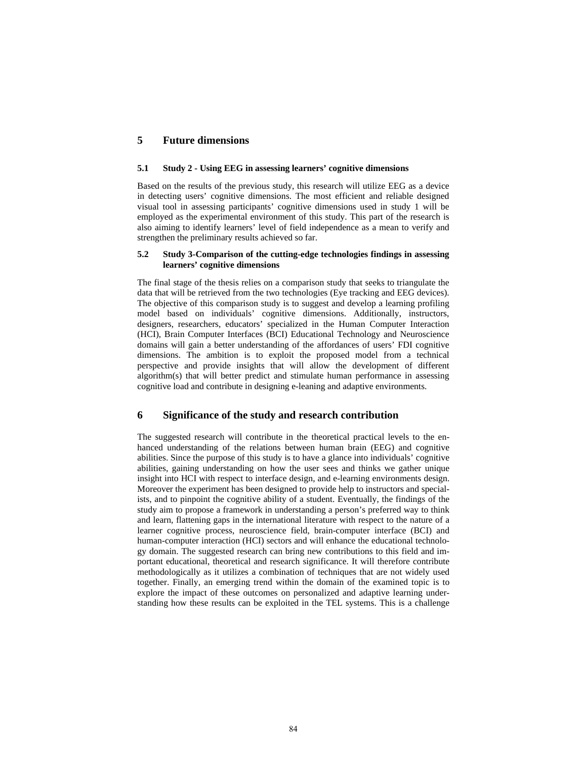## 5 Future dimensions

### 5.1 Study 2 - Using EEG in assessing learners' cognitive dimensions

Based on the results of the previous study, this research will utilize EEG as a device in detecting users' cognitive dimensions. The most efficient and reliable designed visual tool in assessing participants' cognitive dimensions used in study 1 will be employed as the experimental environment of this study. This part of the research is also aiming to identify learners' level of field independence as a mean to verify and strengthen the preliminary results achieved so far.

### 5.2 Study 3-Comparison of the cutting-edge technologies findings in assessing learners' cognitive dimensions

The final stage of the thesis relies on a comparison study that seeks to triangulate the data that will be retrieved from the two technologies (Eye tracking and EEG devices). The objective of this comparison study is to suggest and develop a learning profiling model based on individuals' cognitive dimensions. Additionally, instructors, designers, researchers, educators' specialized in the Human Computer Interaction (HCI), Brain Computer Interfaces (BCI) Educational Technology and Neuroscience domains will gain a better understanding of the affordances of users' FDI cognitive dimensions. The ambition is to exploit the proposed model from a technical perspective and provide insights that will allow the development of different algorithm(s) that will better predict and stimulate human performance in assessing cognitive load and contribute in designing e-leaning and adaptive environments.

## 6 Significance of the study and research contribution

The suggested research will contribute in the theoretical practical levels to the enhanced understanding of the relations between human brain (EEG) and cognitive abilities. Since the purpose of this study is to have a glance into individuals' cognitive abilities, gaining understanding on how the user sees and thinks we gather unique insight into HCI with respect to interface design, and e-learning environments design. Moreover the experiment has been designed to provide help to instructors and specialists, and to pinpoint the cognitive ability of a student. Eventually, the findings of the study aim to propose a framework in understanding a person's preferred way to think and learn, flattening gaps in the international literature with respect to the nature of a learner cognitive process, neuroscience field, brain-computer interface (BCI) and human-computer interaction (HCI) sectors and will enhance the educational technology domain. The suggested research can bring new contributions to this field and important educational, theoretical and research significance. It will therefore contribute methodologically as it utilizes a combination of techniques that are not widely used together. Finally, an emerging trend within the domain of the examined topic is to explore the impact of these outcomes on personalized and adaptive learning understanding how these results can be exploited in the TEL systems. This is a challenge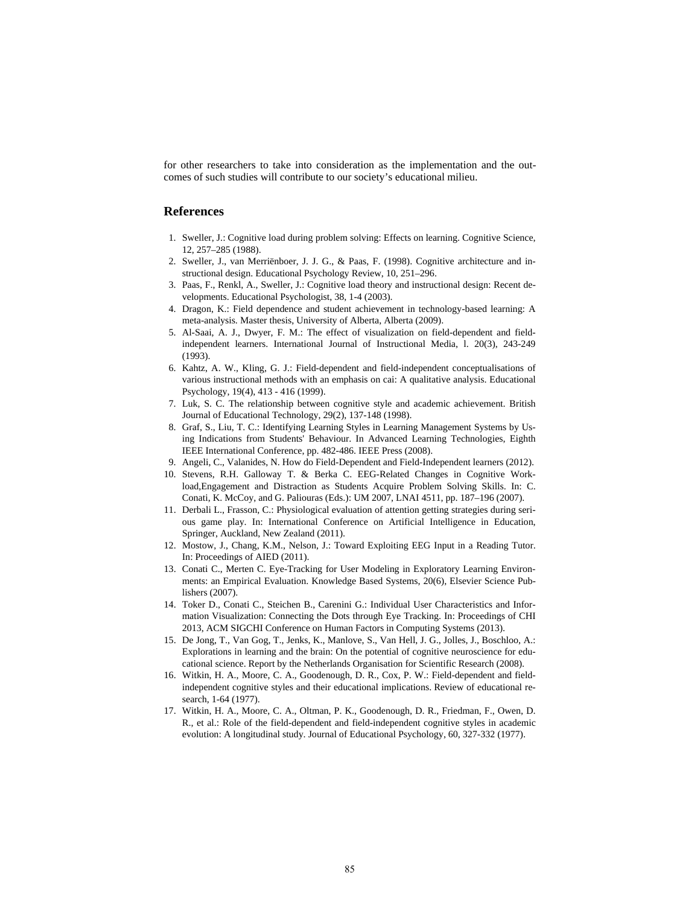for other researchers to take into consideration as the implementation and the outcomes of such studies will contribute to our society's educational milieu.

## References

1. Sweller, J.: Cognitive load during problem solving: Effects on learning. Cognitive Science, 12, 257–285 (1988).
2. Sweller, J., van Merriënboer, J. J. G., & Paas, F. (1998). Cognitive architecture and instructional design. Educational Psychology Review, 10, 251–296.
3. Paas, F., Renkl, A., Sweller, J.: Cognitive load theory and instructional design: Recent developments. Educational Psychologist, 38, 1-4 (2003).
4. Dragon, K.: Field dependence and student achievement in technology-based learning: A meta-analysis. Master thesis, University of Alberta, Alberta (2009).
5. Al-Saai, A. J., Dwyer, F. M.: The effect of visualization on field-dependent and field-independent learners. International Journal of Instructional Media, l. 20(3), 243-249 (1993).
6. Kahtz, A. W., Kling, G. J.: Field-dependent and field-independent conceptualisations of various instructional methods with an emphasis on cai: A qualitative analysis. Educational Psychology, 19(4), 413 - 416 (1999).
7. Luk, S. C. The relationship between cognitive style and academic achievement. British Journal of Educational Technology, 29(2), 137-148 (1998).
8. Graf, S., Liu, T. C.: Identifying Learning Styles in Learning Management Systems by Using Indications from Students' Behaviour. In Advanced Learning Technologies, Eighth IEEE International Conference, pp. 482-486. IEEE Press (2008).
9. Angeli, C., Valanides, N. How do Field-Dependent and Field-Independent learners (2012).
10. Stevens, R.H. Galloway T. & Berka C. EEG-Related Changes in Cognitive Workload,Engagement and Distraction as Students Acquire Problem Solving Skills. In: C. Conati, K. McCoy, and G. Paliouras (Eds.): UM 2007, LNAI 4511, pp. 187–196 (2007).
11. Derbali L., Frasson, C.: Physiological evaluation of attention getting strategies during serious game play. In: International Conference on Artificial Intelligence in Education, Springer, Auckland, New Zealand (2011).
12. Mostow, J., Chang, K.M., Nelson, J.: Toward Exploiting EEG Input in a Reading Tutor. In: Proceedings of AIED (2011).
13. Conati C., Merten C. Eye-Tracking for User Modeling in Exploratory Learning Environments: an Empirical Evaluation. Knowledge Based Systems, 20(6), Elsevier Science Publishers (2007).
14. Toker D., Conati C., Steichen B., Carenini G.: Individual User Characteristics and Information Visualization: Connecting the Dots through Eye Tracking. In: Proceedings of CHI 2013, ACM SIGCHI Conference on Human Factors in Computing Systems (2013).
15. De Jong, T., Van Gog, T., Jenks, K., Manlove, S., Van Hell, J. G., Jolles, J., Boschloo, A.: Explorations in learning and the brain: On the potential of cognitive neuroscience for educational science. Report by the Netherlands Organisation for Scientific Research (2008).
16. Witkin, H. A., Moore, C. A., Goodenough, D. R., Cox, P. W.: Field-dependent and field-independent cognitive styles and their educational implications. Review of educational research, 1-64 (1977).
17. Witkin, H. A., Moore, C. A., Oltman, P. K., Goodenough, D. R., Friedman, F., Owen, D. R., et al.: Role of the field-dependent and field-independent cognitive styles in academic evolution: A longitudinal study. Journal of Educational Psychology, 60, 327-332 (1977).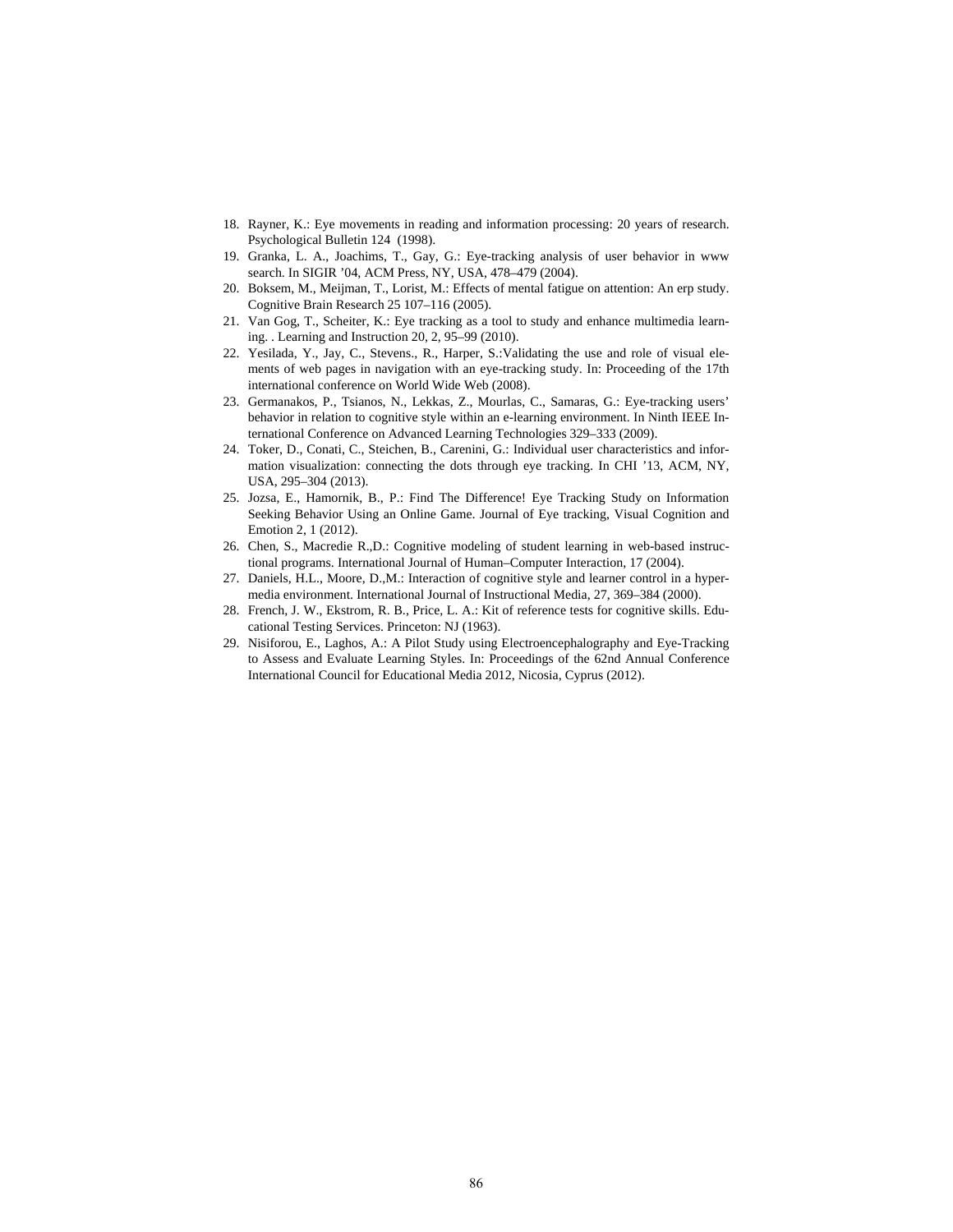18. Rayner, K.: Eye movements in reading and information processing: 20 years of research. Psychological Bulletin 124 (1998).
19. Granka, L. A., Joachims, T., Gay, G.: Eye-tracking analysis of user behavior in www search. In SIGIR '04, ACM Press, NY, USA, 478–479 (2004).
20. Boksem, M., Meijman, T., Lorist, M.: Effects of mental fatigue on attention: An erp study. Cognitive Brain Research 25 107–116 (2005).
21. Van Gog, T., Scheiter, K.: Eye tracking as a tool to study and enhance multimedia learning. . Learning and Instruction 20, 2, 95–99 (2010).
22. Yesilada, Y., Jay, C., Stevens., R., Harper, S.:Validating the use and role of visual elements of web pages in navigation with an eye-tracking study. In: Proceeding of the 17th international conference on World Wide Web (2008).
23. Germanakos, P., Tsianos, N., Lekkas, Z., Mourlas, C., Samaras, G.: Eye-tracking users' behavior in relation to cognitive style within an e-learning environment. In Ninth IEEE International Conference on Advanced Learning Technologies 329–333 (2009).
24. Toker, D., Conati, C., Steichen, B., Carenini, G.: Individual user characteristics and information visualization: connecting the dots through eye tracking. In CHI '13, ACM, NY, USA, 295–304 (2013).
25. Jozsa, E., Hamornik, B., P.: Find The Difference! Eye Tracking Study on Information Seeking Behavior Using an Online Game. Journal of Eye tracking, Visual Cognition and Emotion 2, 1 (2012).
26. Chen, S., Macredie R.,D.: Cognitive modeling of student learning in web-based instructional programs. International Journal of Human–Computer Interaction, 17 (2004).
27. Daniels, H.L., Moore, D.,M.: Interaction of cognitive style and learner control in a hypermedia environment. International Journal of Instructional Media, 27, 369–384 (2000).
28. French, J. W., Ekstrom, R. B., Price, L. A.: Kit of reference tests for cognitive skills. Educational Testing Services. Princeton: NJ (1963).
29. Nisiforou, E., Laghos, A.: A Pilot Study using Electroencephalography and Eye-Tracking to Assess and Evaluate Learning Styles. In: Proceedings of the 62nd Annual Conference International Council for Educational Media 2012, Nicosia, Cyprus (2012).